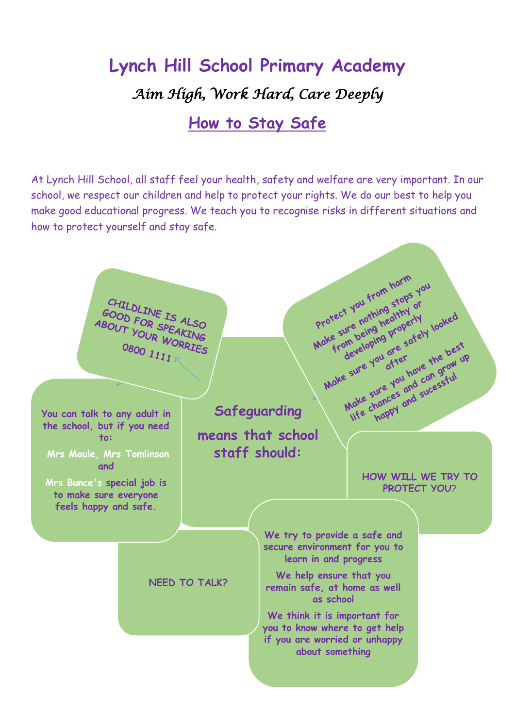# Lynch Hill School Primary Academy

*Aim High, Work Hard, Care Deeply*

## How to Stay Safe

At Lynch Hill School, all staff feel your health, safety and welfare are very important. In our school, we respect our children and help to protect your rights. We do our best to help you make good educational progress. We teach you to recognise risks in different situations and how to protect yourself and stay safe.

**Safeguarding means that school staff should:**

- **Protect you from harm**
- **Make sure nothing stops you from being healthy or developing properly**
- **Make sure you are safely looked after**
- **Make sure you have the best life chances and can grow up happy and sucessful**

**HOW WILL WE TRY TO PROTECT YOU?**

- **We try to provide a safe and secure environment for you to learn in and progress**
- **We help ensure that you remain safe, at home as well as school**
- **We think it is important for you to know where to get help if you are worried or unhappy about something**

**NEED TO TALK?**

**You can talk to any adult in the school, but if you need to:**

**Mrs Maule, Mrs Tomlinson and Mrs Bunce's special job is to make sure everyone feels happy and safe.**

**CHILDLINE IS ALSO GOOD FOR SPEAKING ABOUT YOUR WORRIES**

**0800 1111**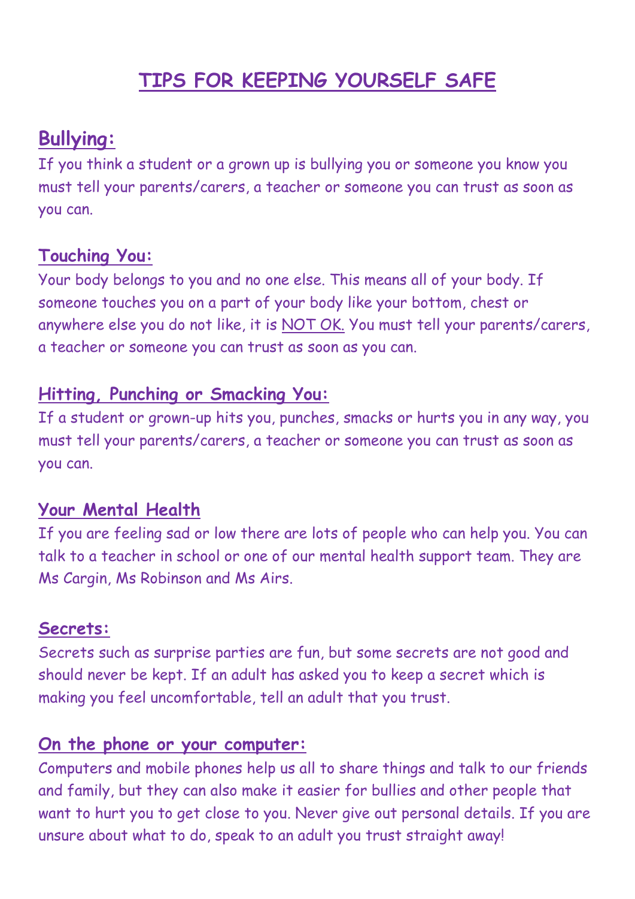# TIPS FOR KEEPING YOURSELF SAFE

## Bullying:

If you think a student or a grown up is bullying you or someone you know you must tell your parents/carers, a teacher or someone you can trust as soon as you can.

## Touching You:

Your body belongs to you and no one else. This means all of your body. If someone touches you on a part of your body like your bottom, chest or anywhere else you do not like, it is NOT OK. You must tell your parents/carers, a teacher or someone you can trust as soon as you can.

## Hitting, Punching or Smacking You:

If a student or grown-up hits you, punches, smacks or hurts you in any way, you must tell your parents/carers, a teacher or someone you can trust as soon as you can.

## Your Mental Health

If you are feeling sad or low there are lots of people who can help you. You can talk to a teacher in school or one of our mental health support team. They are Ms Cargin, Ms Robinson and Ms Airs.

## Secrets:

Secrets such as surprise parties are fun, but some secrets are not good and should never be kept. If an adult has asked you to keep a secret which is making you feel uncomfortable, tell an adult that you trust.

## On the phone or your computer:

Computers and mobile phones help us all to share things and talk to our friends and family, but they can also make it easier for bullies and other people that want to hurt you to get close to you. Never give out personal details. If you are unsure about what to do, speak to an adult you trust straight away!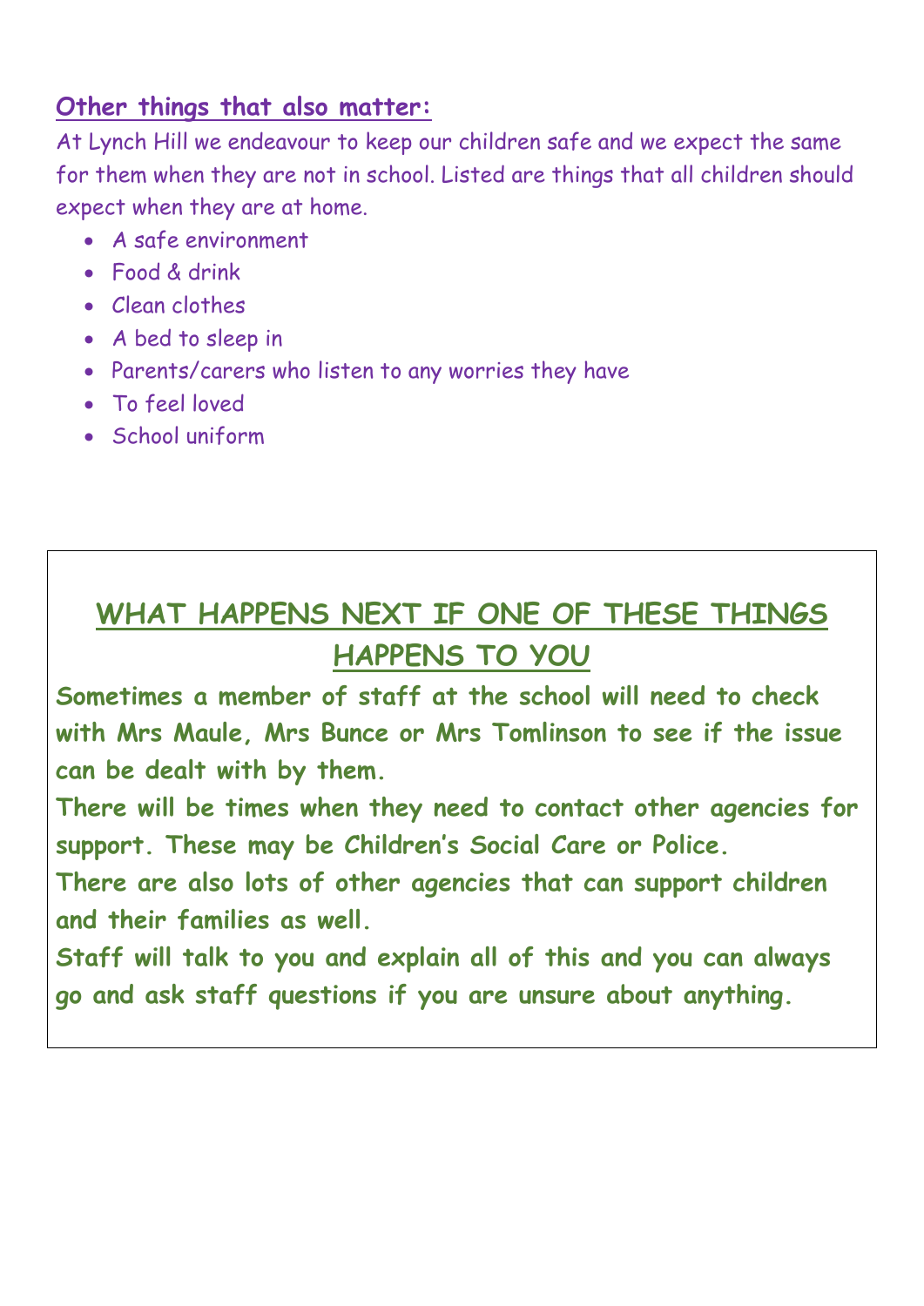## **Other things that also matter:**

At Lynch Hill we endeavour to keep our children safe and we expect the same for them when they are not in school. Listed are things that all children should expect when they are at home.

- A safe environment
- Food & drink
- Clean clothes
- A bed to sleep in
- Parents/carers who listen to any worries they have
- To feel loved
- School uniform

## WHAT HAPPENS NEXT IF ONE OF THESE THINGS HAPPENS TO YOU

**Sometimes a member of staff at the school will need to check with Mrs Maule, Mrs Bunce or Mrs Tomlinson to see if the issue can be dealt with by them.**

**There will be times when they need to contact other agencies for support. These may be Children's Social Care or Police.**

**There are also lots of other agencies that can support children and their families as well.**

**Staff will talk to you and explain all of this and you can always go and ask staff questions if you are unsure about anything.**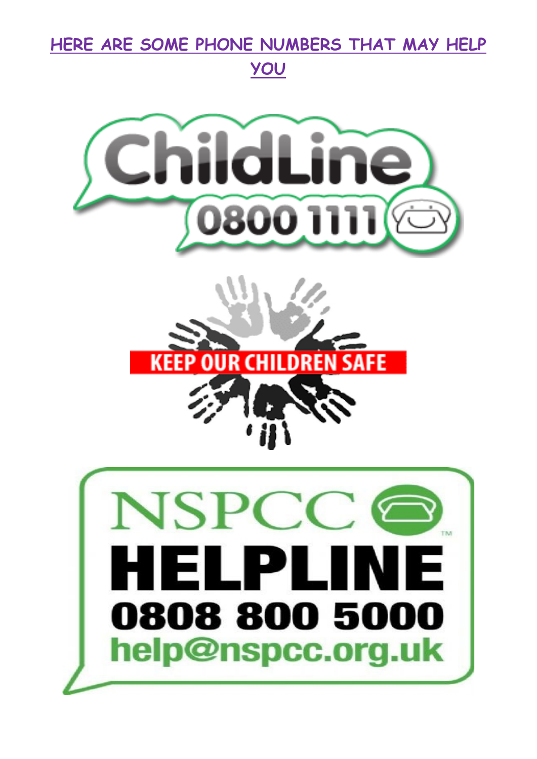## HERE ARE SOME PHONE NUMBERS THAT MAY HELP YOU

ChildLine
0800 1111

KEEP OUR CHILDREN SAFE

NSPCC
HELPLINE
0808 800 5000
help@nspcc.org.uk